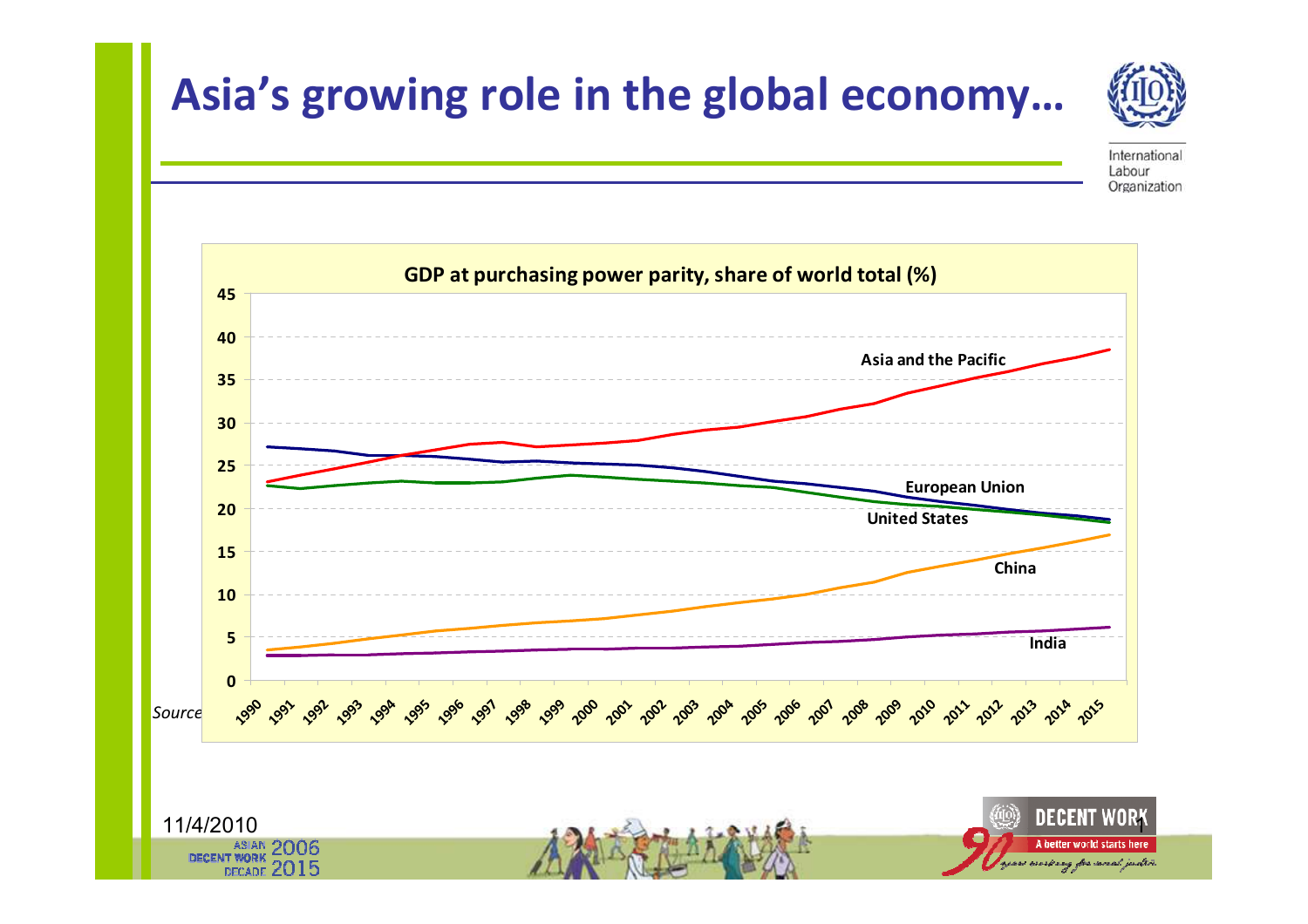# Asia's growing role in the global economy…

**GDP at purchasing power parity, share of world total (%)**

Series: Asia and the Pacific, European Union, United States, China, India (1990–2015)

*Source*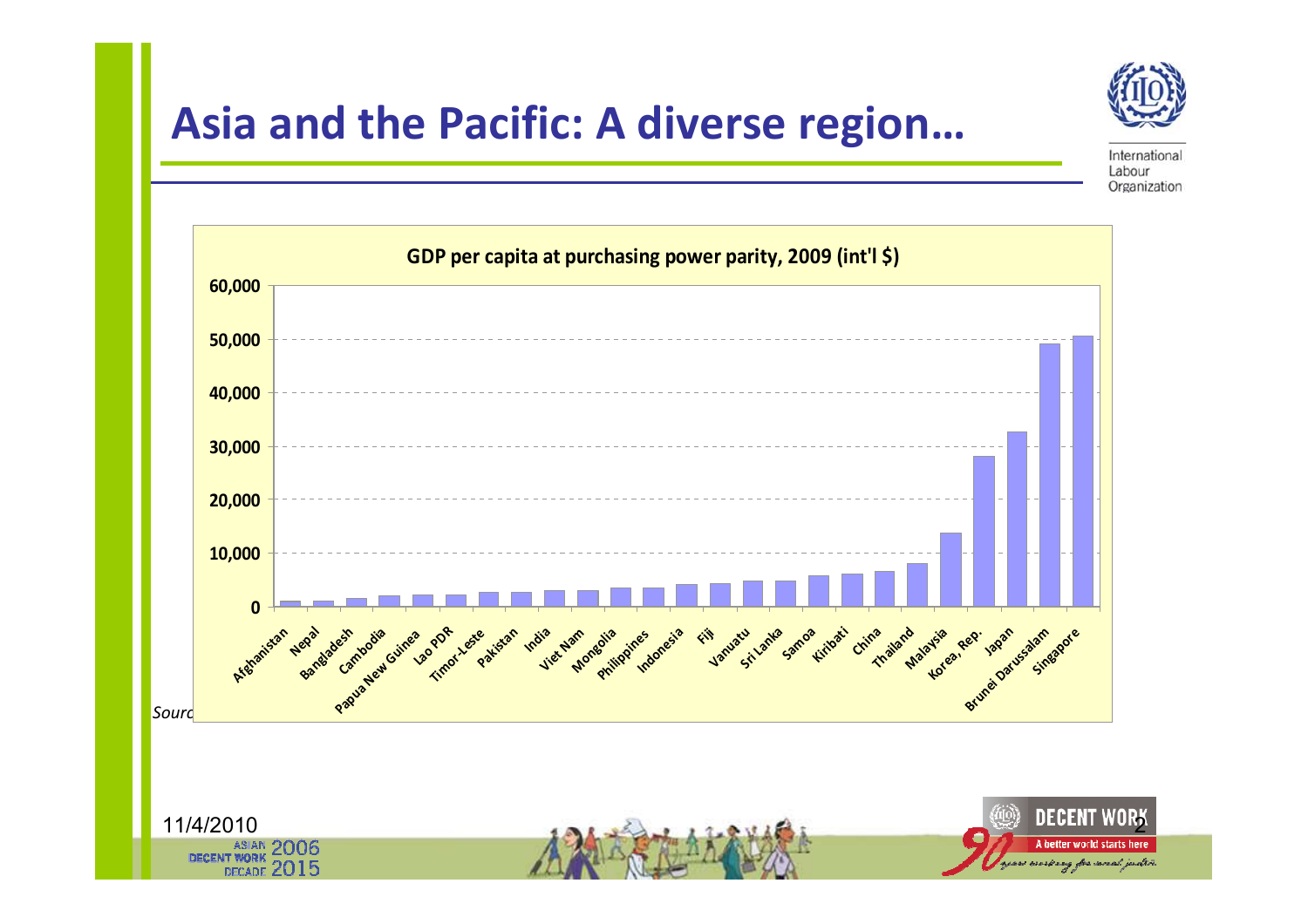# Asia and the Pacific: A diverse region…

**GDP per capita at purchasing power parity, 2009 (int'l $)**

Afghanistan, Nepal, Bangladesh, Cambodia, Papua New Guinea, Lao PDR, Timor-Leste, Pakistan, India, Viet Nam, Mongolia, Philippines, Indonesia, Fiji, Vanuatu, Sri Lanka, Samoa, Kiribati, China, Thailand, Malaysia, Korea, Rep., Japan, Brunei Darussalam, Singapore

*Sourc*

11/4/2010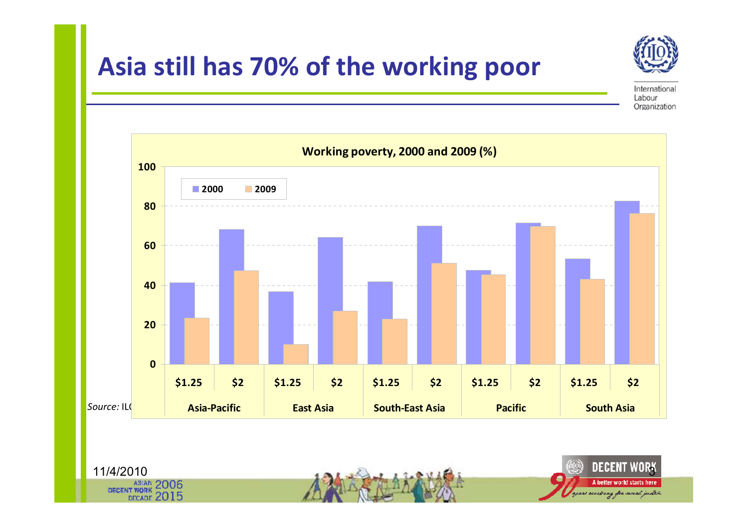# Asia still has 70% of the working poor

**Working poverty, 2000 and 2009 (%)**

| Region | Poverty line | 2000 | 2009 |
|---|---|---|---|
| Asia-Pacific | \$1.25 | 41 | 23 |
| Asia-Pacific | \$2 | 68 | 47 |
| East Asia | \$1.25 | 37 | 10 |
| East Asia | \$2 | 64 | 27 |
| South-East Asia | \$1.25 | 42 | 23 |
| South-East Asia | \$2 | 70 | 51 |
| Pacific | \$1.25 | 47 | 45 |
| Pacific | \$2 | 71 | 70 |
| South Asia | \$1.25 | 53 | 43 |
| South Asia | \$2 | 82 | 76 |

*Source:* ILO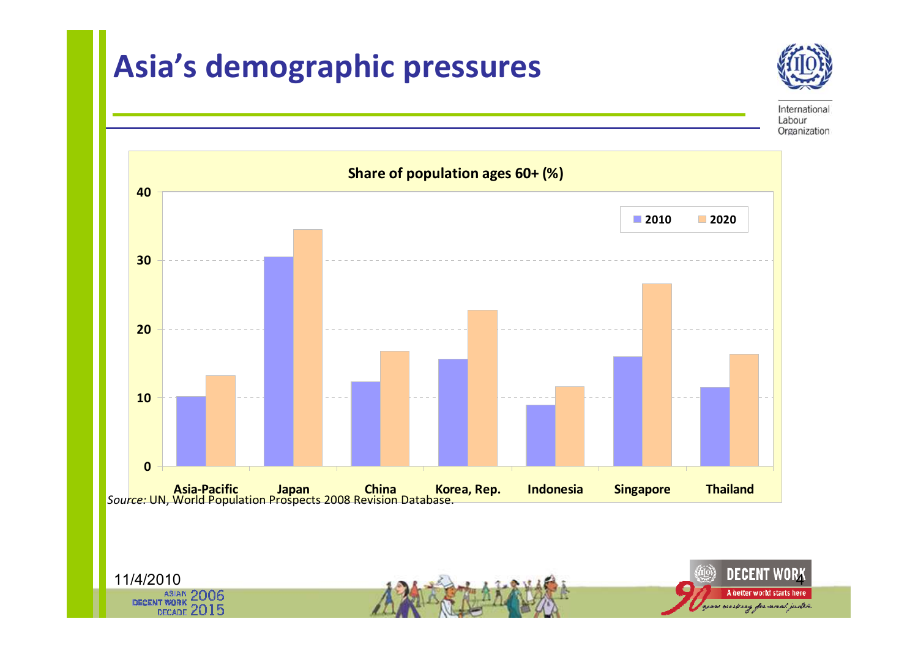# Asia's demographic pressures

**Share of population ages 60+ (%)**

Legend: 2010, 2020

Categories: Asia-Pacific, Japan, China, Korea, Rep., Indonesia, Singapore, Thailand

*Source:* UN, World Population Prospects 2008 Revision Database.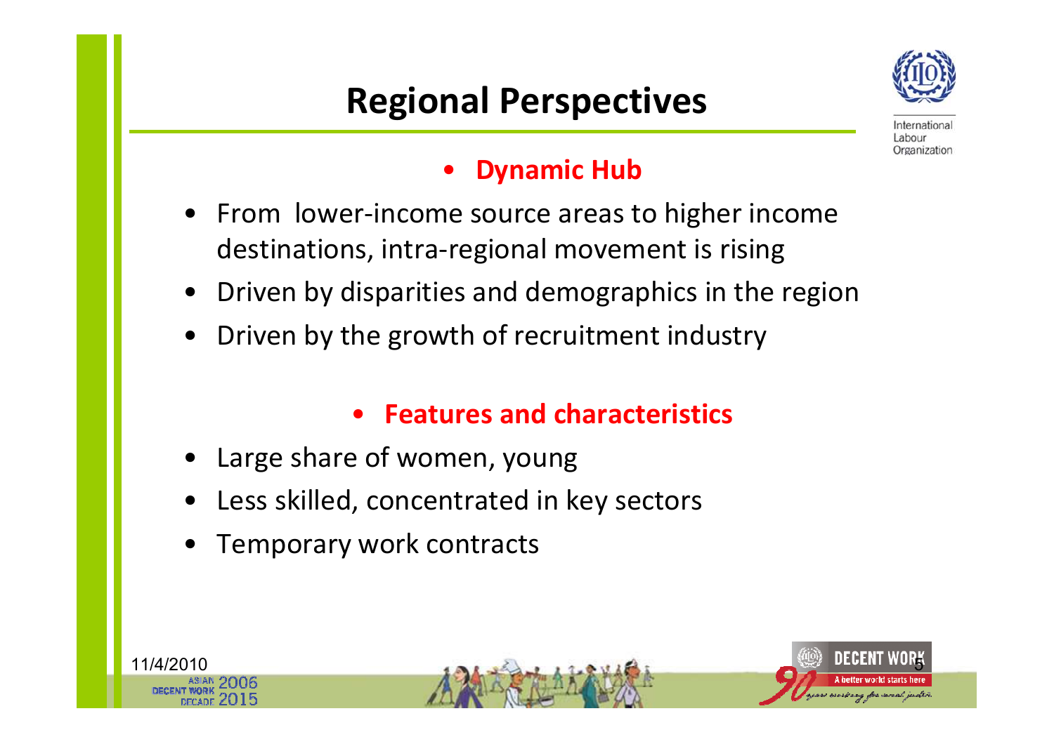# Regional Perspectives

- **Dynamic Hub**

- From lower-income source areas to higher income destinations, intra-regional movement is rising
- Driven by disparities and demographics in the region
- Driven by the growth of recruitment industry

- **Features and characteristics**

- Large share of women, young
- Less skilled, concentrated in key sectors
- Temporary work contracts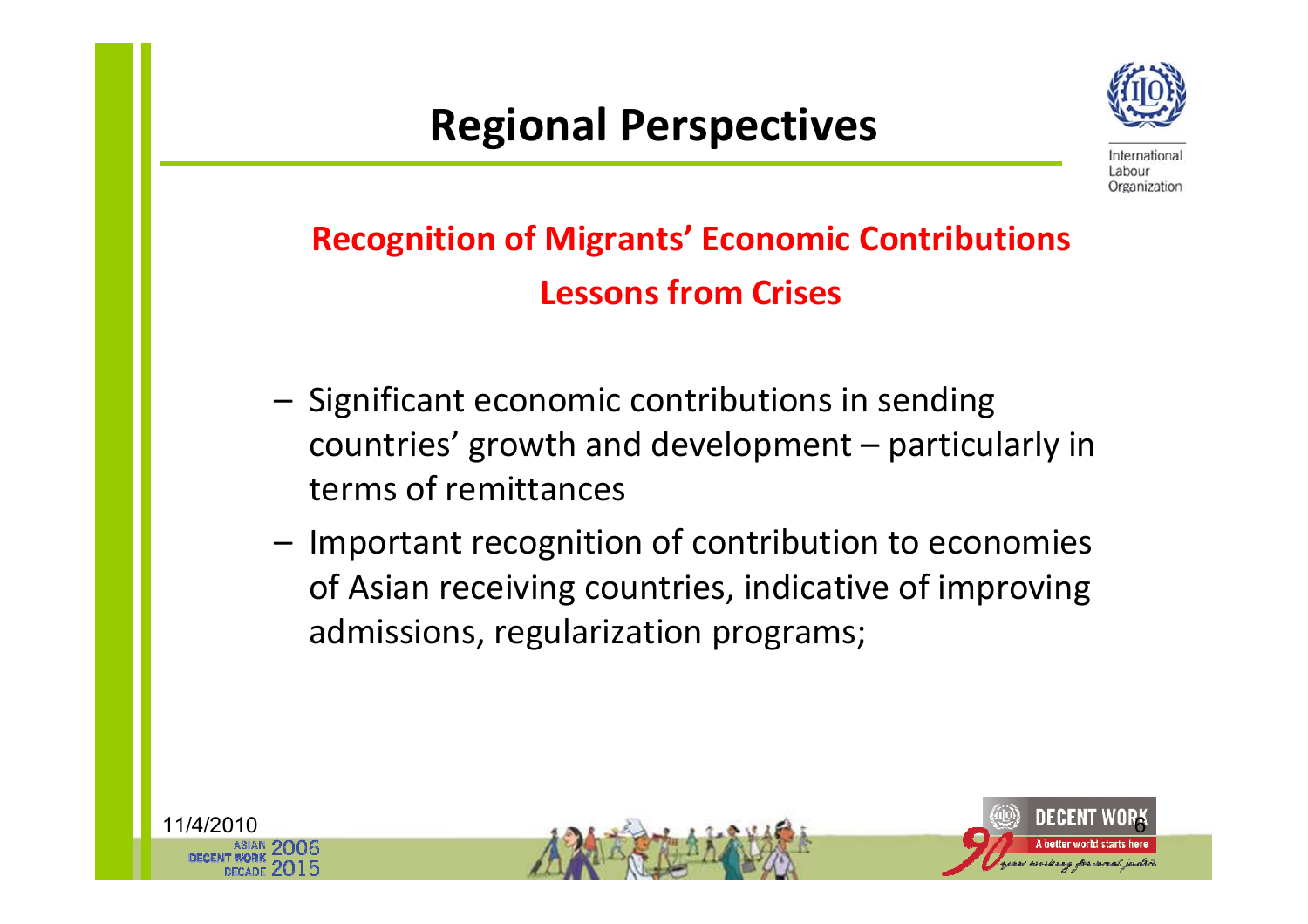# Regional Perspectives

## Recognition of Migrants' Economic Contributions

## Lessons from Crises

- Significant economic contributions in sending countries' growth and development – particularly in terms of remittances
- Important recognition of contribution to economies of Asian receiving countries, indicative of improving admissions, regularization programs;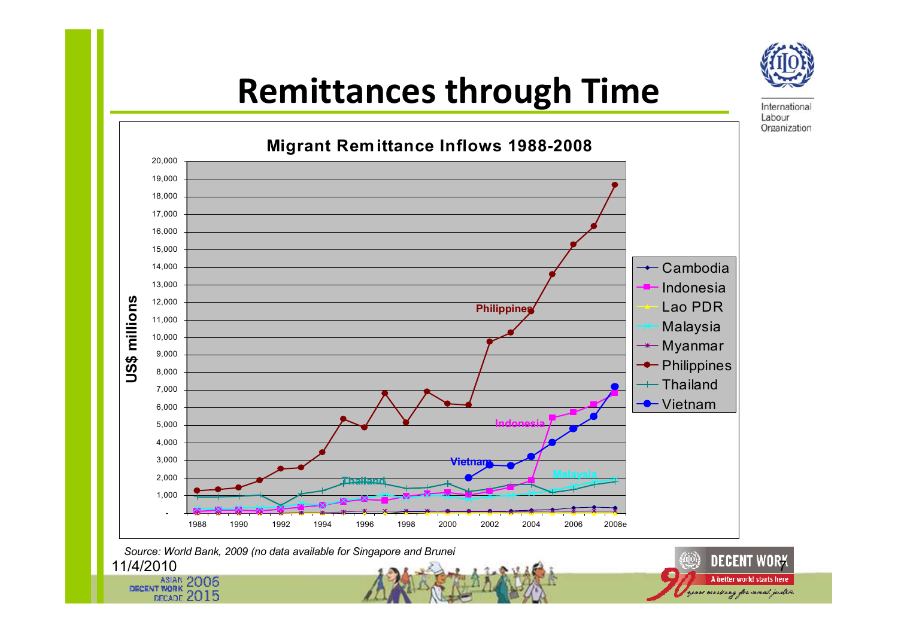# Remittances through Time

**Migrant Remittance Inflows 1988-2008**

US$ millions

Legend: Cambodia, Indonesia, Lao PDR, Malaysia, Myanmar, Philippines, Thailand, Vietnam

*Source: World Bank, 2009 (no data available for Singapore and Brunei*

11/4/2010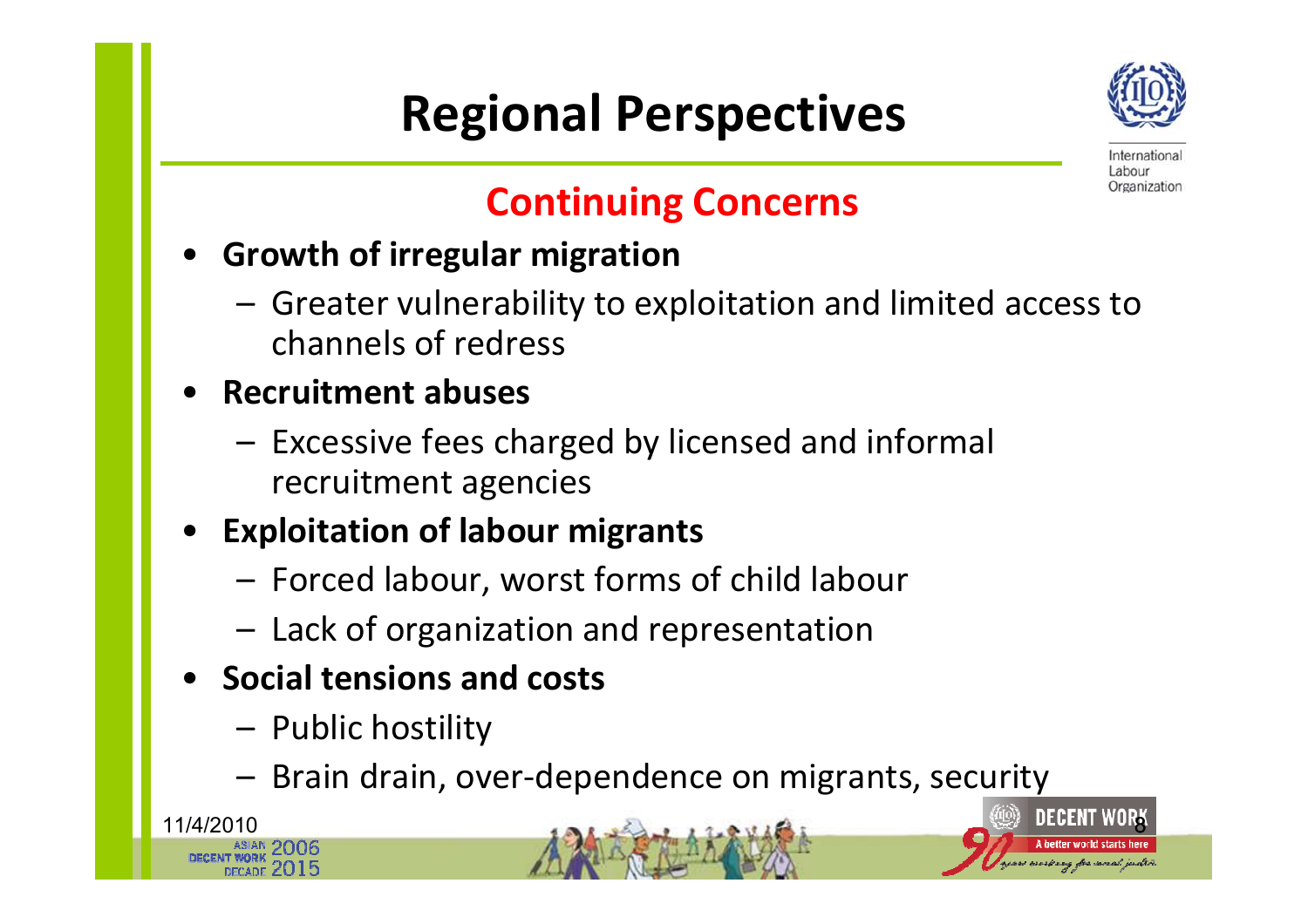# Regional Perspectives

## Continuing Concerns

- **Growth of irregular migration**
  - Greater vulnerability to exploitation and limited access to channels of redress
- **Recruitment abuses**
  - Excessive fees charged by licensed and informal recruitment agencies
- **Exploitation of labour migrants**
  - Forced labour, worst forms of child labour
  - Lack of organization and representation
- **Social tensions and costs**
  - Public hostility
  - Brain drain, over-dependence on migrants, security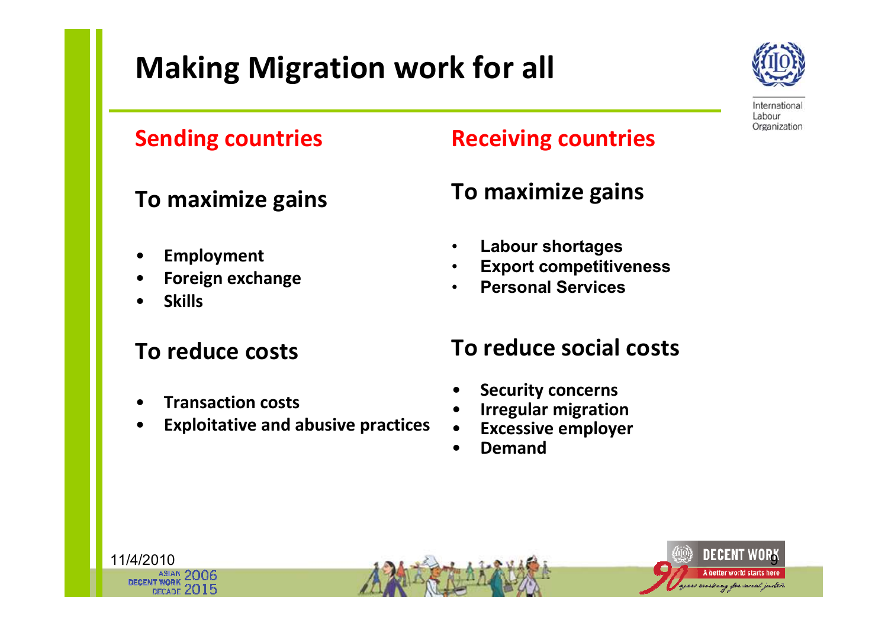# Making Migration work for all

## Sending countries

### To maximize gains

- **Employment**
- **Foreign exchange**
- **Skills**

### To reduce costs

- **Transaction costs**
- **Exploitative and abusive practices**

## Receiving countries

### To maximize gains

- **Labour shortages**
- **Export competitiveness**
- **Personal Services**

### To reduce social costs

- **Security concerns**
- **Irregular migration**
- **Excessive employer**
- **Demand**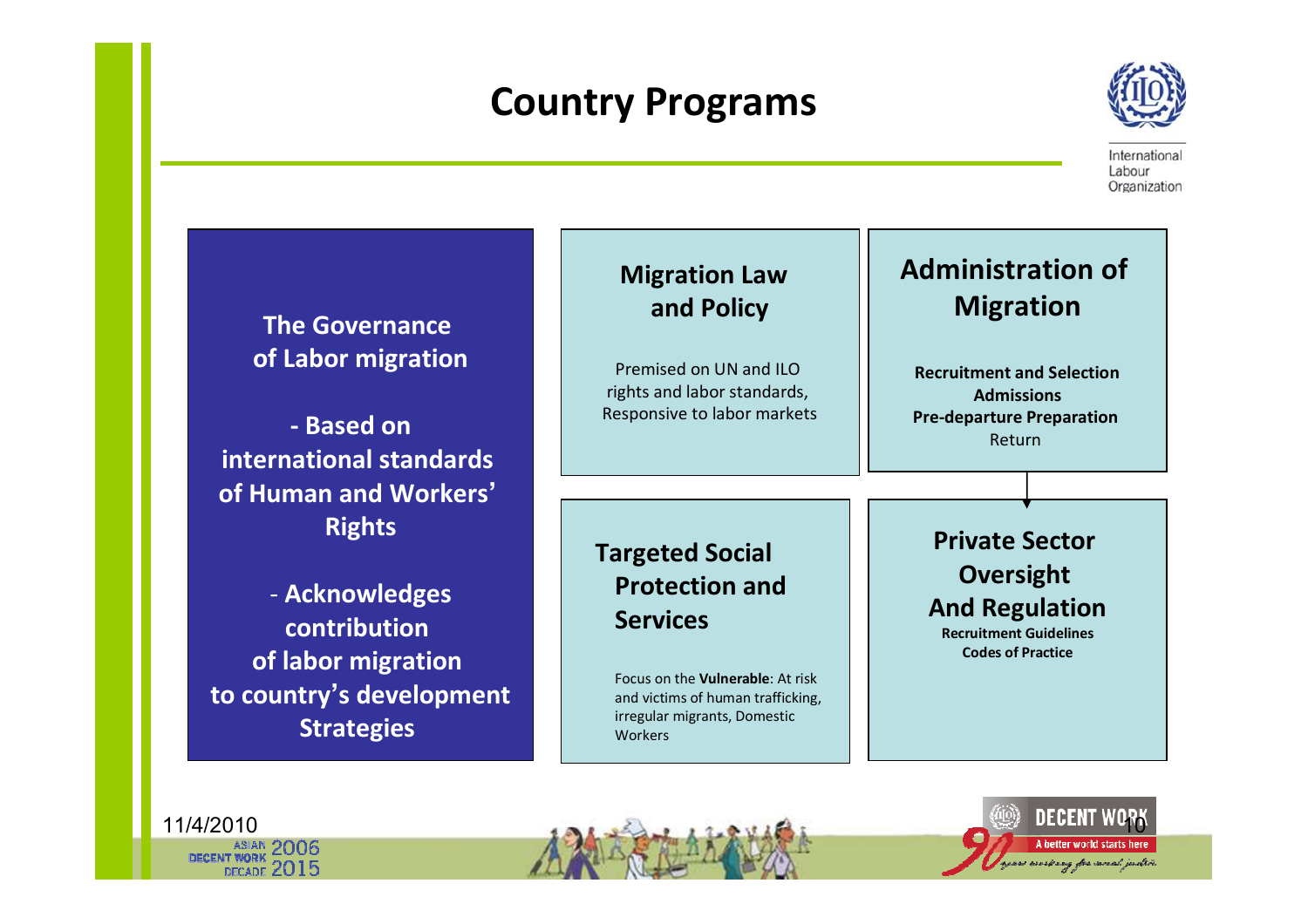# Country Programs

**The Governance of Labor migration**

**- Based on international standards of Human and Workers' Rights**

**- Acknowledges contribution of labor migration to country's development Strategies**

## Migration Law and Policy

Premised on UN and ILO rights and labor standards, Responsive to labor markets

## Administration of Migration

**Recruitment and Selection**
**Admissions**
**Pre-departure Preparation**
Return

## Targeted Social Protection and Services

Focus on the **Vulnerable**: At risk and victims of human trafficking, irregular migrants, Domestic Workers

## Private Sector Oversight And Regulation

**Recruitment Guidelines**
**Codes of Practice**

11/4/2010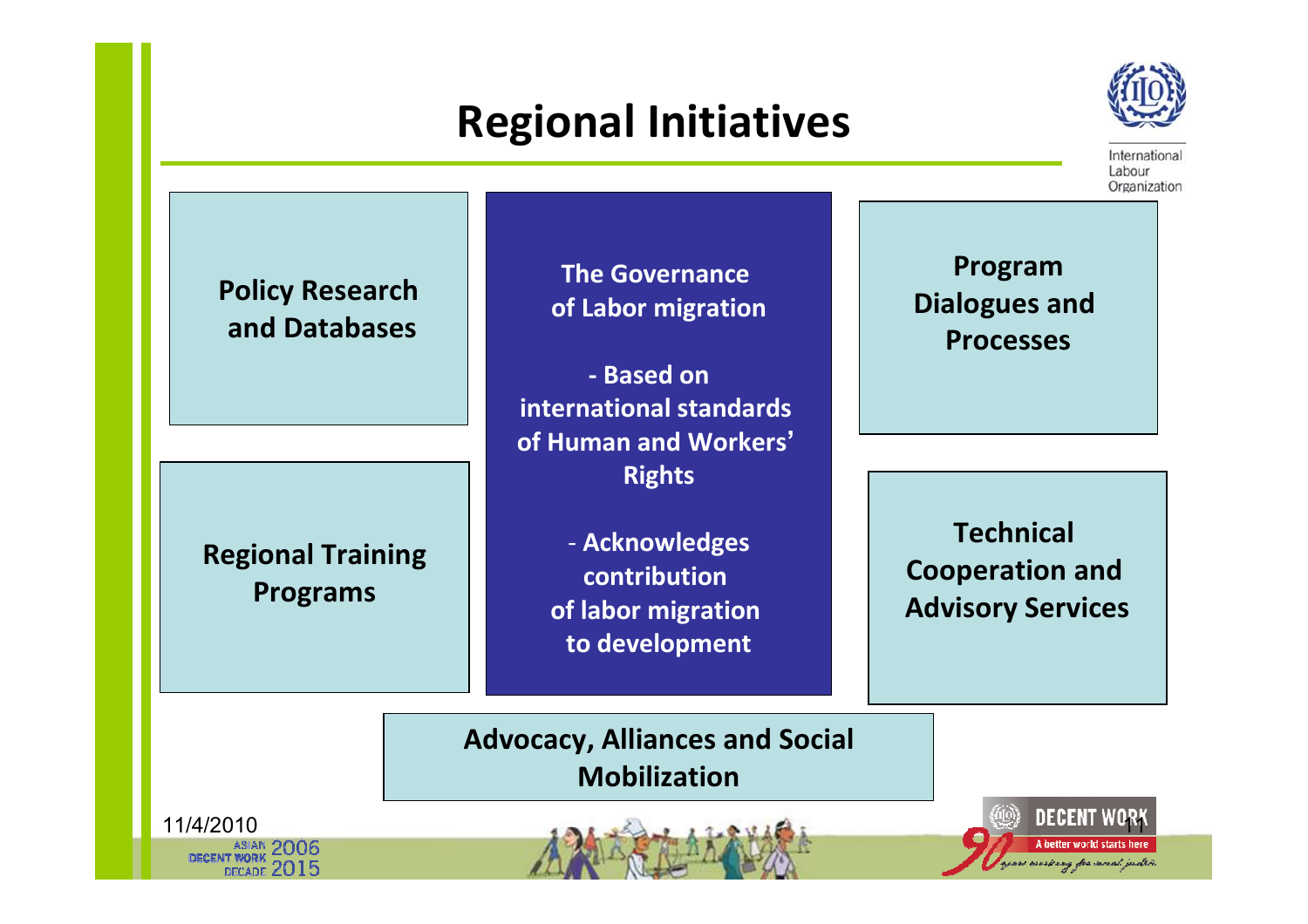# Regional Initiatives

**Policy Research and Databases**

**Regional Training Programs**

**The Governance of Labor migration**

**- Based on international standards of Human and Workers' Rights**

**- Acknowledges contribution of labor migration to development**

**Program Dialogues and Processes**

**Technical Cooperation and Advisory Services**

**Advocacy, Alliances and Social Mobilization**

11/4/2010